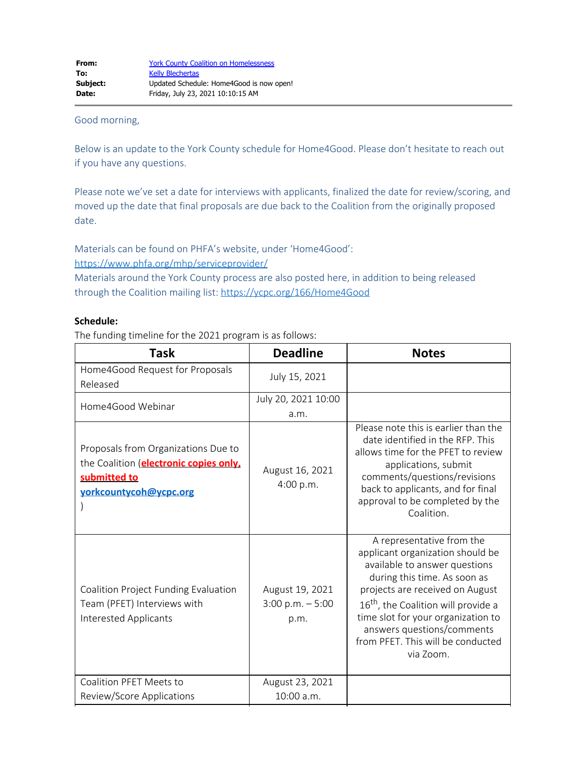**From:** York County Coalition on Homelessness
**To:** Kelly Blechertas
**Subject:** Updated Schedule: Home4Good is now open!
**Date:** Friday, July 23, 2021 10:10:15 AM

Good morning,

Below is an update to the York County schedule for Home4Good. Please don't hesitate to reach out if you have any questions.

Please note we've set a date for interviews with applicants, finalized the date for review/scoring, and moved up the date that final proposals are due back to the Coalition from the originally proposed date.

Materials can be found on PHFA's website, under 'Home4Good':
https://www.phfa.org/mhp/serviceprovider/
Materials around the York County process are also posted here, in addition to being released through the Coalition mailing list: https://ycpc.org/166/Home4Good

**Schedule:**
The funding timeline for the 2021 program is as follows:

| Task | Deadline | Notes |
|---|---|---|
| Home4Good Request for Proposals Released | July 15, 2021 | |
| Home4Good Webinar | July 20, 2021 10:00 a.m. | |
| Proposals from Organizations Due to the Coalition (**electronic copies only, submitted to yorkcountycoh@ycpc.org**) | August 16, 2021 4:00 p.m. | Please note this is earlier than the date identified in the RFP. This allows time for the PFET to review applications, submit comments/questions/revisions back to applicants, and for final approval to be completed by the Coalition. |
| Coalition Project Funding Evaluation Team (PFET) Interviews with Interested Applicants | August 19, 2021 3:00 p.m. – 5:00 p.m. | A representative from the applicant organization should be available to answer questions during this time. As soon as projects are received on August 16th, the Coalition will provide a time slot for your organization to answers questions/comments from PFET. This will be conducted via Zoom. |
| Coalition PFET Meets to Review/Score Applications | August 23, 2021 10:00 a.m. | |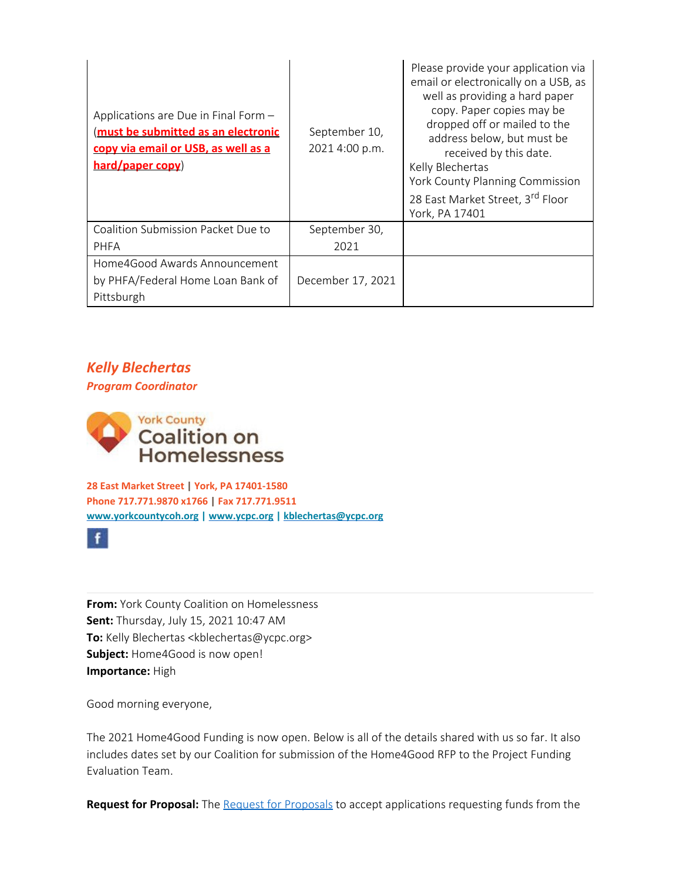| | | |
|---|---|---|
| Applications are Due in Final Form – (**must be submitted as an electronic copy via email or USB, as well as a hard/paper copy**) | September 10, 2021 4:00 p.m. | Please provide your application via email or electronically on a USB, as well as providing a hard paper copy. Paper copies may be dropped off or mailed to the address below, but must be received by this date. Kelly Blechertas York County Planning Commission 28 East Market Street, 3rd Floor York, PA 17401 |
| Coalition Submission Packet Due to PHFA | September 30, 2021 | |
| Home4Good Awards Announcement by PHFA/Federal Home Loan Bank of Pittsburgh | December 17, 2021 | |

***Kelly Blechertas***
***Program Coordinator***

York County
Coalition on Homelessness

**28 East Market Street | York, PA 17401-1580**
**Phone 717.771.9870 x1766 | Fax 717.771.9511**
**www.yorkcountycoh.org | www.ycpc.org | kblechertas@ycpc.org**

---

**From:** York County Coalition on Homelessness
**Sent:** Thursday, July 15, 2021 10:47 AM
**To:** Kelly Blechertas <kblechertas@ycpc.org>
**Subject:** Home4Good is now open!
**Importance:** High

Good morning everyone,

The 2021 Home4Good Funding is now open. Below is all of the details shared with us so far. It also includes dates set by our Coalition for submission of the Home4Good RFP to the Project Funding Evaluation Team.

**Request for Proposal:** The Request for Proposals to accept applications requesting funds from the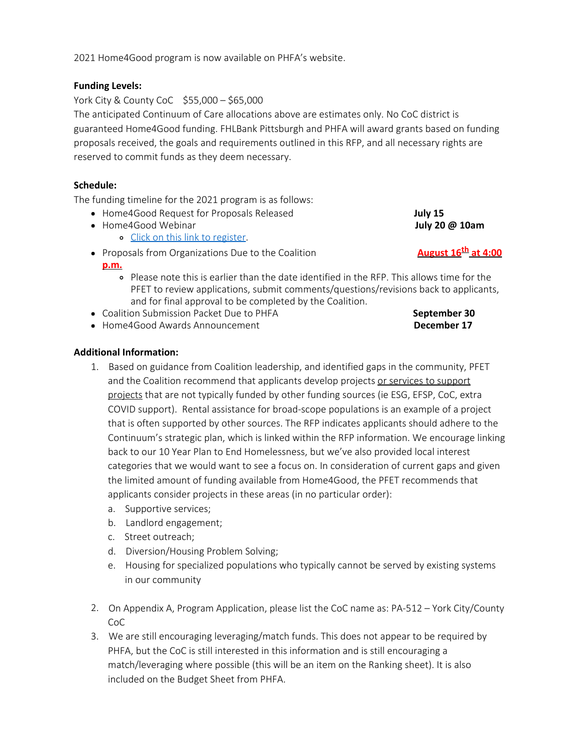2021 Home4Good program is now available on PHFA's website.

**Funding Levels:**

York City & County CoC  $55,000 – $65,000

The anticipated Continuum of Care allocations above are estimates only. No CoC district is guaranteed Home4Good funding. FHLBank Pittsburgh and PHFA will award grants based on funding proposals received, the goals and requirements outlined in this RFP, and all necessary rights are reserved to commit funds as they deem necessary.

**Schedule:**

The funding timeline for the 2021 program is as follows:

- Home4Good Request for Proposals Released **July 15**
- Home4Good Webinar **July 20 @ 10am**
  - [Click on this link to register](#).
- Proposals from Organizations Due to the Coalition **August 16th at 4:00 p.m.**
  - Please note this is earlier than the date identified in the RFP. This allows time for the PFET to review applications, submit comments/questions/revisions back to applicants, and for final approval to be completed by the Coalition.
- Coalition Submission Packet Due to PHFA **September 30**
- Home4Good Awards Announcement **December 17**

**Additional Information:**

1. Based on guidance from Coalition leadership, and identified gaps in the community, PFET and the Coalition recommend that applicants develop projects or services to support projects that are not typically funded by other funding sources (ie ESG, EFSP, CoC, extra COVID support). Rental assistance for broad-scope populations is an example of a project that is often supported by other sources. The RFP indicates applicants should adhere to the Continuum's strategic plan, which is linked within the RFP information. We encourage linking back to our 10 Year Plan to End Homelessness, but we've also provided local interest categories that we would want to see a focus on. In consideration of current gaps and given the limited amount of funding available from Home4Good, the PFET recommends that applicants consider projects in these areas (in no particular order):
   a. Supportive services;
   b. Landlord engagement;
   c. Street outreach;
   d. Diversion/Housing Problem Solving;
   e. Housing for specialized populations who typically cannot be served by existing systems in our community
2. On Appendix A, Program Application, please list the CoC name as: PA-512 – York City/County CoC
3. We are still encouraging leveraging/match funds. This does not appear to be required by PHFA, but the CoC is still interested in this information and is still encouraging a match/leveraging where possible (this will be an item on the Ranking sheet). It is also included on the Budget Sheet from PHFA.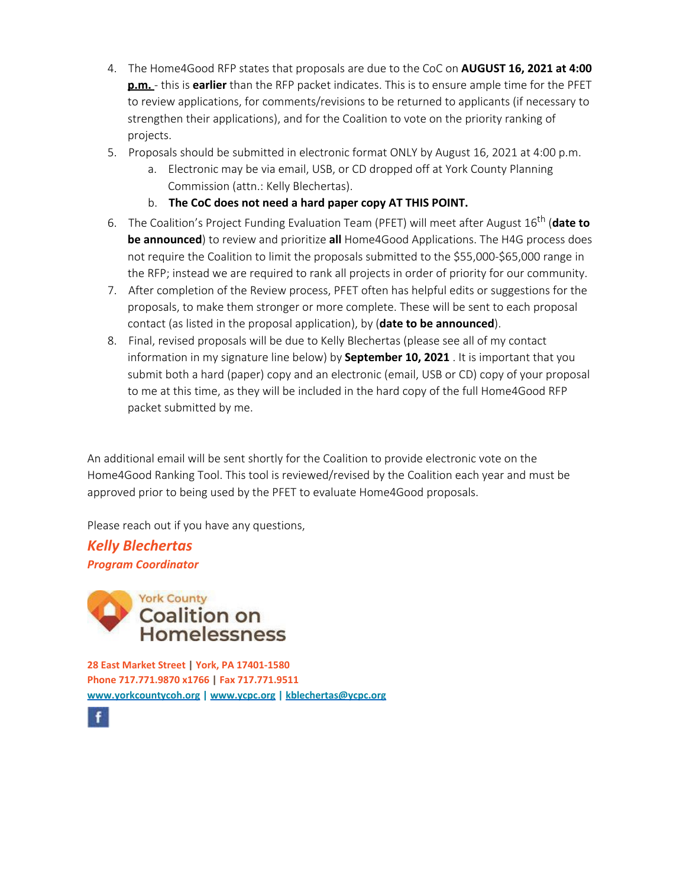4. The Home4Good RFP states that proposals are due to the CoC on **AUGUST 16, 2021 at 4:00 p.m.** - this is **earlier** than the RFP packet indicates. This is to ensure ample time for the PFET to review applications, for comments/revisions to be returned to applicants (if necessary to strengthen their applications), and for the Coalition to vote on the priority ranking of projects.
5. Proposals should be submitted in electronic format ONLY by August 16, 2021 at 4:00 p.m.
    a. Electronic may be via email, USB, or CD dropped off at York County Planning Commission (attn.: Kelly Blechertas).
    b. **The CoC does not need a hard paper copy AT THIS POINT.**
6. The Coalition's Project Funding Evaluation Team (PFET) will meet after August 16th (**date to be announced**) to review and prioritize **all** Home4Good Applications. The H4G process does not require the Coalition to limit the proposals submitted to the $55,000-$65,000 range in the RFP; instead we are required to rank all projects in order of priority for our community.
7. After completion of the Review process, PFET often has helpful edits or suggestions for the proposals, to make them stronger or more complete. These will be sent to each proposal contact (as listed in the proposal application), by (**date to be announced**).
8. Final, revised proposals will be due to Kelly Blechertas (please see all of my contact information in my signature line below) by **September 10, 2021** . It is important that you submit both a hard (paper) copy and an electronic (email, USB or CD) copy of your proposal to me at this time, as they will be included in the hard copy of the full Home4Good RFP packet submitted by me.

An additional email will be sent shortly for the Coalition to provide electronic vote on the Home4Good Ranking Tool. This tool is reviewed/revised by the Coalition each year and must be approved prior to being used by the PFET to evaluate Home4Good proposals.

Please reach out if you have any questions,

***Kelly Blechertas***
***Program Coordinator***

York County
Coalition on Homelessness

**28 East Market Street | York, PA 17401-1580**
**Phone 717.771.9870 x1766 | Fax 717.771.9511**
**www.yorkcountycoh.org | www.ycpc.org | kblechertas@ycpc.org**